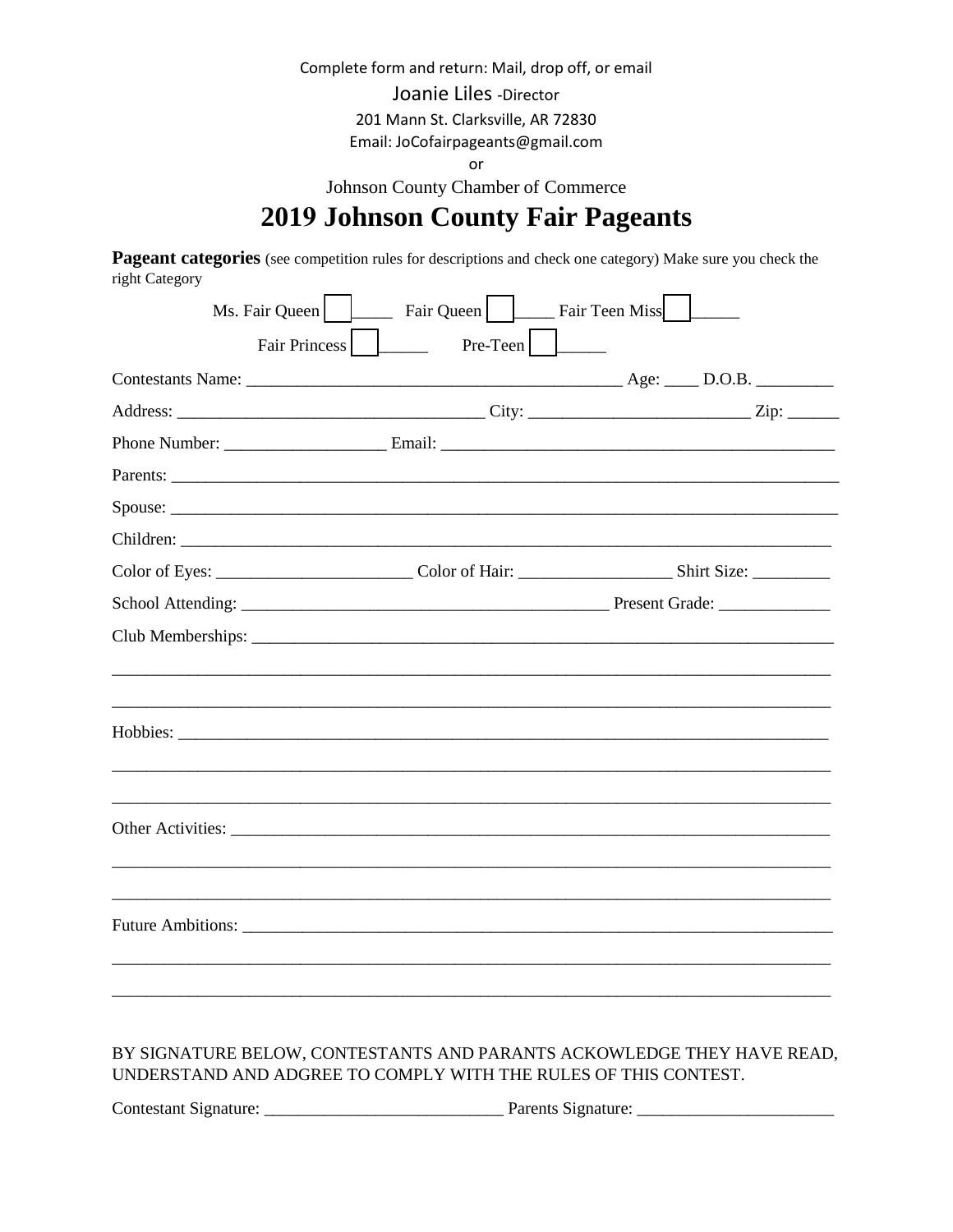Complete form and return: Mail, drop off, or email

Joanie Liles -Director

201 Mann St. Clarksville, AR 72830

Email: JoCofairpageants@gmail.com

or

Johnson County Chamber of Commerce

# 2019 Johnson County Fair Pageants

**Pageant categories** (see competition rules for descriptions and check one category) Make sure you check the right Category

Ms. Fair Queen ☐_____ Fair Queen ☐_____ Fair Teen Miss ☐______

Fair Princess ☐______ Pre-Teen ☐______

Contestants Name: _____________________________________________ Age: ____ D.O.B. _________

Address: ____________________________________ City: __________________________ Zip: ______

Phone Number: ___________________ Email: _______________________________________________

Parents: _______________________________________________________________________________

Spouse: _______________________________________________________________________________

Children: ______________________________________________________________________________

Color of Eyes: _______________________ Color of Hair: __________________ Shirt Size: _________

School Attending: __________________________________________ Present Grade: _____________

Club Memberships: _________________________________________________________________________

_______________________________________________________________________________________

_______________________________________________________________________________________

Hobbies: _______________________________________________________________________________

_______________________________________________________________________________________

_______________________________________________________________________________________

Other Activities: __________________________________________________________________________

_______________________________________________________________________________________

_______________________________________________________________________________________

Future Ambitions: _________________________________________________________________________

_______________________________________________________________________________________

_______________________________________________________________________________________

BY SIGNATURE BELOW, CONTESTANTS AND PARANTS ACKOWLEDGE THEY HAVE READ, UNDERSTAND AND ADGREE TO COMPLY WITH THE RULES OF THIS CONTEST.

Contestant Signature: ___________________________ Parents Signature: _______________________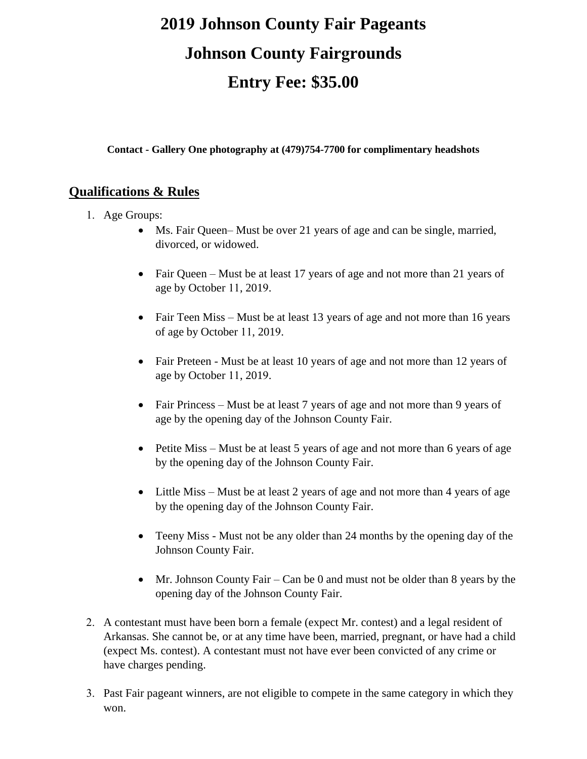# 2019 Johnson County Fair Pageants

# Johnson County Fairgrounds

# Entry Fee: $35.00

**Contact - Gallery One photography at (479)754-7700 for complimentary headshots**

## Qualifications & Rules

1. Age Groups:
   - Ms. Fair Queen– Must be over 21 years of age and can be single, married, divorced, or widowed.
   - Fair Queen – Must be at least 17 years of age and not more than 21 years of age by October 11, 2019.
   - Fair Teen Miss – Must be at least 13 years of age and not more than 16 years of age by October 11, 2019.
   - Fair Preteen - Must be at least 10 years of age and not more than 12 years of age by October 11, 2019.
   - Fair Princess – Must be at least 7 years of age and not more than 9 years of age by the opening day of the Johnson County Fair.
   - Petite Miss – Must be at least 5 years of age and not more than 6 years of age by the opening day of the Johnson County Fair.
   - Little Miss – Must be at least 2 years of age and not more than 4 years of age by the opening day of the Johnson County Fair.
   - Teeny Miss - Must not be any older than 24 months by the opening day of the Johnson County Fair.
   - Mr. Johnson County Fair – Can be 0 and must not be older than 8 years by the opening day of the Johnson County Fair.
2. A contestant must have been born a female (expect Mr. contest) and a legal resident of Arkansas. She cannot be, or at any time have been, married, pregnant, or have had a child (expect Ms. contest). A contestant must not have ever been convicted of any crime or have charges pending.
3. Past Fair pageant winners, are not eligible to compete in the same category in which they won.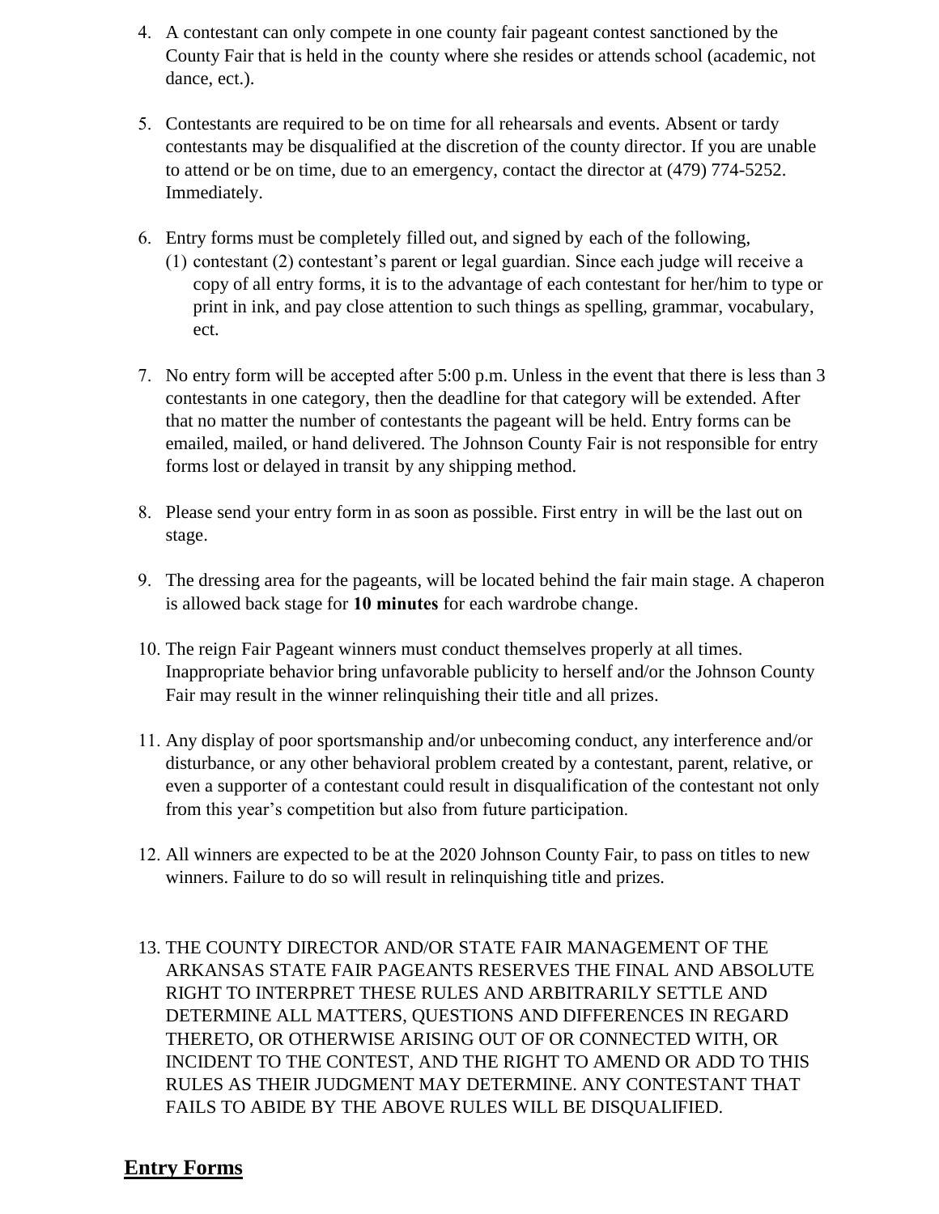4. A contestant can only compete in one county fair pageant contest sanctioned by the County Fair that is held in the county where she resides or attends school (academic, not dance, ect.).

5. Contestants are required to be on time for all rehearsals and events. Absent or tardy contestants may be disqualified at the discretion of the county director. If you are unable to attend or be on time, due to an emergency, contact the director at (479) 774-5252. Immediately.

6. Entry forms must be completely filled out, and signed by each of the following,
   (1) contestant (2) contestant's parent or legal guardian. Since each judge will receive a copy of all entry forms, it is to the advantage of each contestant for her/him to type or print in ink, and pay close attention to such things as spelling, grammar, vocabulary, ect.

7. No entry form will be accepted after 5:00 p.m. Unless in the event that there is less than 3 contestants in one category, then the deadline for that category will be extended. After that no matter the number of contestants the pageant will be held. Entry forms can be emailed, mailed, or hand delivered. The Johnson County Fair is not responsible for entry forms lost or delayed in transit by any shipping method.

8. Please send your entry form in as soon as possible. First entry in will be the last out on stage.

9. The dressing area for the pageants, will be located behind the fair main stage. A chaperon is allowed back stage for **10 minutes** for each wardrobe change.

10. The reign Fair Pageant winners must conduct themselves properly at all times. Inappropriate behavior bring unfavorable publicity to herself and/or the Johnson County Fair may result in the winner relinquishing their title and all prizes.

11. Any display of poor sportsmanship and/or unbecoming conduct, any interference and/or disturbance, or any other behavioral problem created by a contestant, parent, relative, or even a supporter of a contestant could result in disqualification of the contestant not only from this year's competition but also from future participation.

12. All winners are expected to be at the 2020 Johnson County Fair, to pass on titles to new winners. Failure to do so will result in relinquishing title and prizes.

13. THE COUNTY DIRECTOR AND/OR STATE FAIR MANAGEMENT OF THE ARKANSAS STATE FAIR PAGEANTS RESERVES THE FINAL AND ABSOLUTE RIGHT TO INTERPRET THESE RULES AND ARBITRARILY SETTLE AND DETERMINE ALL MATTERS, QUESTIONS AND DIFFERENCES IN REGARD THERETO, OR OTHERWISE ARISING OUT OF OR CONNECTED WITH, OR INCIDENT TO THE CONTEST, AND THE RIGHT TO AMEND OR ADD TO THIS RULES AS THEIR JUDGMENT MAY DETERMINE. ANY CONTESTANT THAT FAILS TO ABIDE BY THE ABOVE RULES WILL BE DISQUALIFIED.

## Entry Forms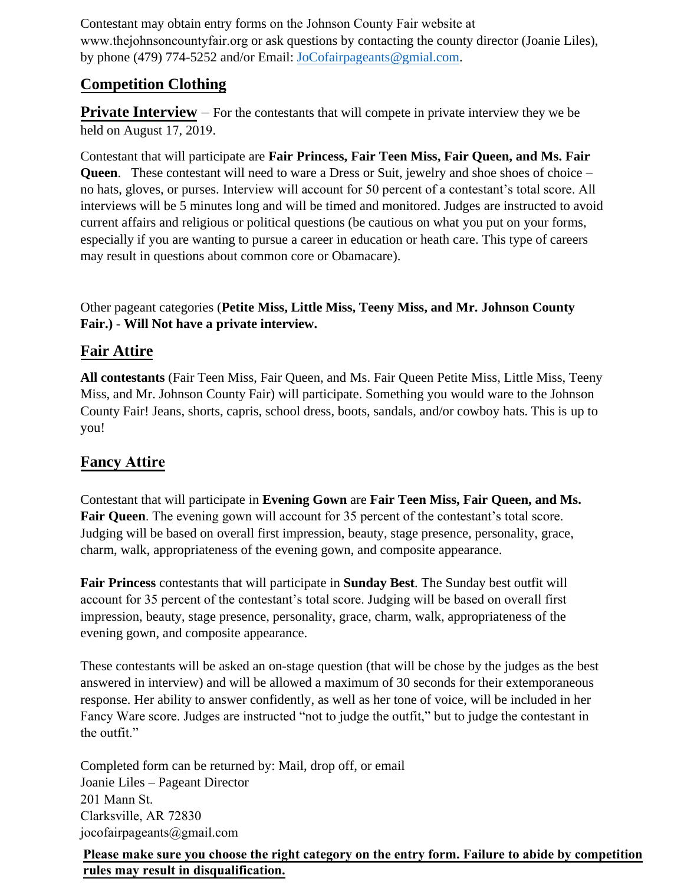Contestant may obtain entry forms on the Johnson County Fair website at www.thejohnsoncountyfair.org or ask questions by contacting the county director (Joanie Liles), by phone (479) 774-5252 and/or Email: JoCofairpageants@gmial.com.

## Competition Clothing

**Private Interview** – For the contestants that will compete in private interview they we be held on August 17, 2019.

Contestant that will participate are **Fair Princess, Fair Teen Miss, Fair Queen, and Ms. Fair Queen**. These contestant will need to ware a Dress or Suit, jewelry and shoe shoes of choice – no hats, gloves, or purses. Interview will account for 50 percent of a contestant's total score. All interviews will be 5 minutes long and will be timed and monitored. Judges are instructed to avoid current affairs and religious or political questions (be cautious on what you put on your forms, especially if you are wanting to pursue a career in education or heath care. This type of careers may result in questions about common core or Obamacare).

Other pageant categories (**Petite Miss, Little Miss, Teeny Miss, and Mr. Johnson County Fair.)** - **Will Not have a private interview.**

## Fair Attire

**All contestants** (Fair Teen Miss, Fair Queen, and Ms. Fair Queen Petite Miss, Little Miss, Teeny Miss, and Mr. Johnson County Fair) will participate. Something you would ware to the Johnson County Fair! Jeans, shorts, capris, school dress, boots, sandals, and/or cowboy hats. This is up to you!

## Fancy Attire

Contestant that will participate in **Evening Gown** are **Fair Teen Miss, Fair Queen, and Ms. Fair Queen**. The evening gown will account for 35 percent of the contestant's total score. Judging will be based on overall first impression, beauty, stage presence, personality, grace, charm, walk, appropriateness of the evening gown, and composite appearance.

**Fair Princess** contestants that will participate in **Sunday Best**. The Sunday best outfit will account for 35 percent of the contestant's total score. Judging will be based on overall first impression, beauty, stage presence, personality, grace, charm, walk, appropriateness of the evening gown, and composite appearance.

These contestants will be asked an on-stage question (that will be chose by the judges as the best answered in interview) and will be allowed a maximum of 30 seconds for their extemporaneous response. Her ability to answer confidently, as well as her tone of voice, will be included in her Fancy Ware score. Judges are instructed "not to judge the outfit," but to judge the contestant in the outfit."

Completed form can be returned by: Mail, drop off, or email
Joanie Liles – Pageant Director
201 Mann St.
Clarksville, AR 72830
jocofairpageants@gmail.com

**Please make sure you choose the right category on the entry form. Failure to abide by competition rules may result in disqualification.**